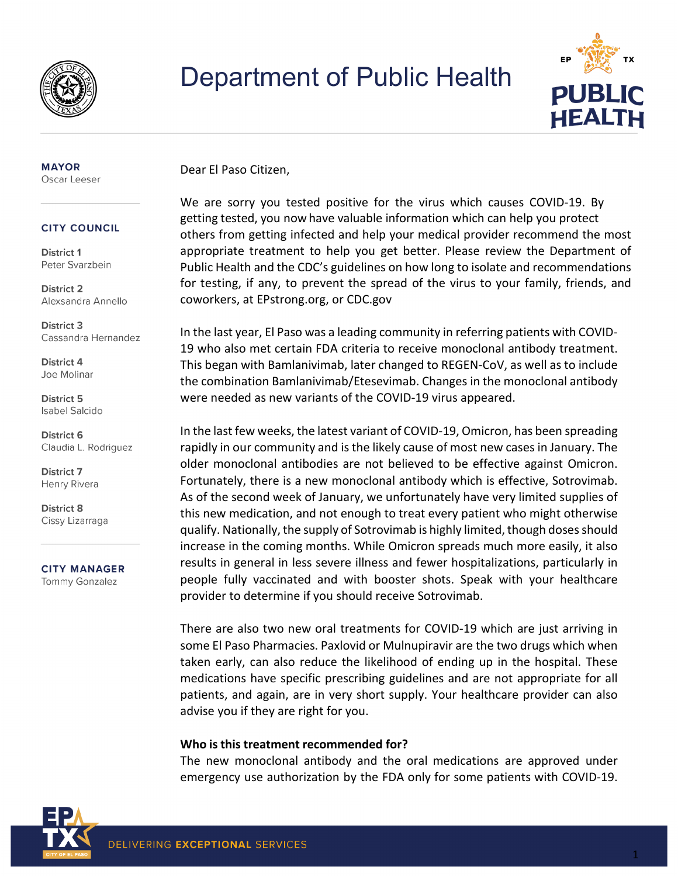# Department of Public Health

**MAYOR**
Oscar Leeser

**CITY COUNCIL**

**District 1**
Peter Svarzbein

**District 2**
Alexsandra Annello

**District 3**
Cassandra Hernandez

**District 4**
Joe Molinar

**District 5**
Isabel Salcido

**District 6**
Claudia L. Rodriguez

**District 7**
Henry Rivera

**District 8**
Cissy Lizarraga

**CITY MANAGER**
Tommy Gonzalez

Dear El Paso Citizen,

We are sorry you tested positive for the virus which causes COVID-19. By getting tested, you now have valuable information which can help you protect others from getting infected and help your medical provider recommend the most appropriate treatment to help you get better. Please review the Department of Public Health and the CDC's guidelines on how long to isolate and recommendations for testing, if any, to prevent the spread of the virus to your family, friends, and coworkers, at EPstrong.org, or CDC.gov

In the last year, El Paso was a leading community in referring patients with COVID-19 who also met certain FDA criteria to receive monoclonal antibody treatment. This began with Bamlanivimab, later changed to REGEN-CoV, as well as to include the combination Bamlanivimab/Etesevimab. Changes in the monoclonal antibody were needed as new variants of the COVID-19 virus appeared.

In the last few weeks, the latest variant of COVID-19, Omicron, has been spreading rapidly in our community and is the likely cause of most new cases in January. The older monoclonal antibodies are not believed to be effective against Omicron. Fortunately, there is a new monoclonal antibody which is effective, Sotrovimab. As of the second week of January, we unfortunately have very limited supplies of this new medication, and not enough to treat every patient who might otherwise qualify. Nationally, the supply of Sotrovimab is highly limited, though doses should increase in the coming months. While Omicron spreads much more easily, it also results in general in less severe illness and fewer hospitalizations, particularly in people fully vaccinated and with booster shots. Speak with your healthcare provider to determine if you should receive Sotrovimab.

There are also two new oral treatments for COVID-19 which are just arriving in some El Paso Pharmacies. Paxlovid or Mulnupiravir are the two drugs which when taken early, can also reduce the likelihood of ending up in the hospital. These medications have specific prescribing guidelines and are not appropriate for all patients, and again, are in very short supply. Your healthcare provider can also advise you if they are right for you.

**Who is this treatment recommended for?**

The new monoclonal antibody and the oral medications are approved under emergency use authorization by the FDA only for some patients with COVID-19.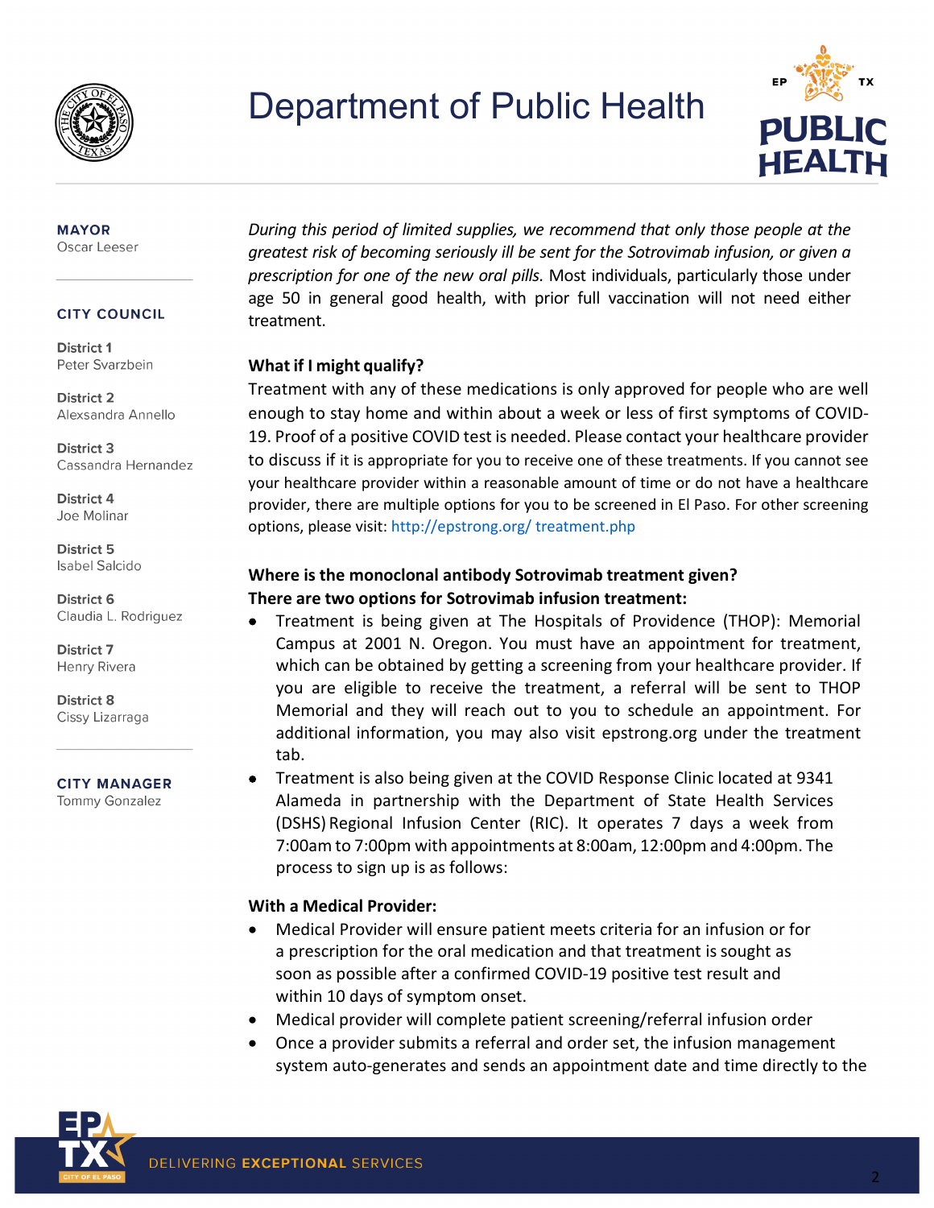# Department of Public Health

**MAYOR**
Oscar Leeser

**CITY COUNCIL**

**District 1**
Peter Svarzbein

**District 2**
Alexsandra Annello

**District 3**
Cassandra Hernandez

**District 4**
Joe Molinar

**District 5**
Isabel Salcido

**District 6**
Claudia L. Rodriguez

**District 7**
Henry Rivera

**District 8**
Cissy Lizarraga

**CITY MANAGER**
Tommy Gonzalez

*During this period of limited supplies, we recommend that only those people at the greatest risk of becoming seriously ill be sent for the Sotrovimab infusion, or given a prescription for one of the new oral pills.* Most individuals, particularly those under age 50 in general good health, with prior full vaccination will not need either treatment.

**What if I might qualify?**

Treatment with any of these medications is only approved for people who are well enough to stay home and within about a week or less of first symptoms of COVID-19. Proof of a positive COVID test is needed. Please contact your healthcare provider to discuss if it is appropriate for you to receive one of these treatments. If you cannot see your healthcare provider within a reasonable amount of time or do not have a healthcare provider, there are multiple options for you to be screened in El Paso. For other screening options, please visit: http://epstrong.org/ treatment.php

**Where is the monoclonal antibody Sotrovimab treatment given?**
**There are two options for Sotrovimab infusion treatment:**

- Treatment is being given at The Hospitals of Providence (THOP): Memorial Campus at 2001 N. Oregon. You must have an appointment for treatment, which can be obtained by getting a screening from your healthcare provider. If you are eligible to receive the treatment, a referral will be sent to THOP Memorial and they will reach out to you to schedule an appointment. For additional information, you may also visit epstrong.org under the treatment tab.
- Treatment is also being given at the COVID Response Clinic located at 9341 Alameda in partnership with the Department of State Health Services (DSHS) Regional Infusion Center (RIC). It operates 7 days a week from 7:00am to 7:00pm with appointments at 8:00am, 12:00pm and 4:00pm. The process to sign up is as follows:

**With a Medical Provider:**

- Medical Provider will ensure patient meets criteria for an infusion or for a prescription for the oral medication and that treatment is sought as soon as possible after a confirmed COVID-19 positive test result and within 10 days of symptom onset.
- Medical provider will complete patient screening/referral infusion order
- Once a provider submits a referral and order set, the infusion management system auto-generates and sends an appointment date and time directly to the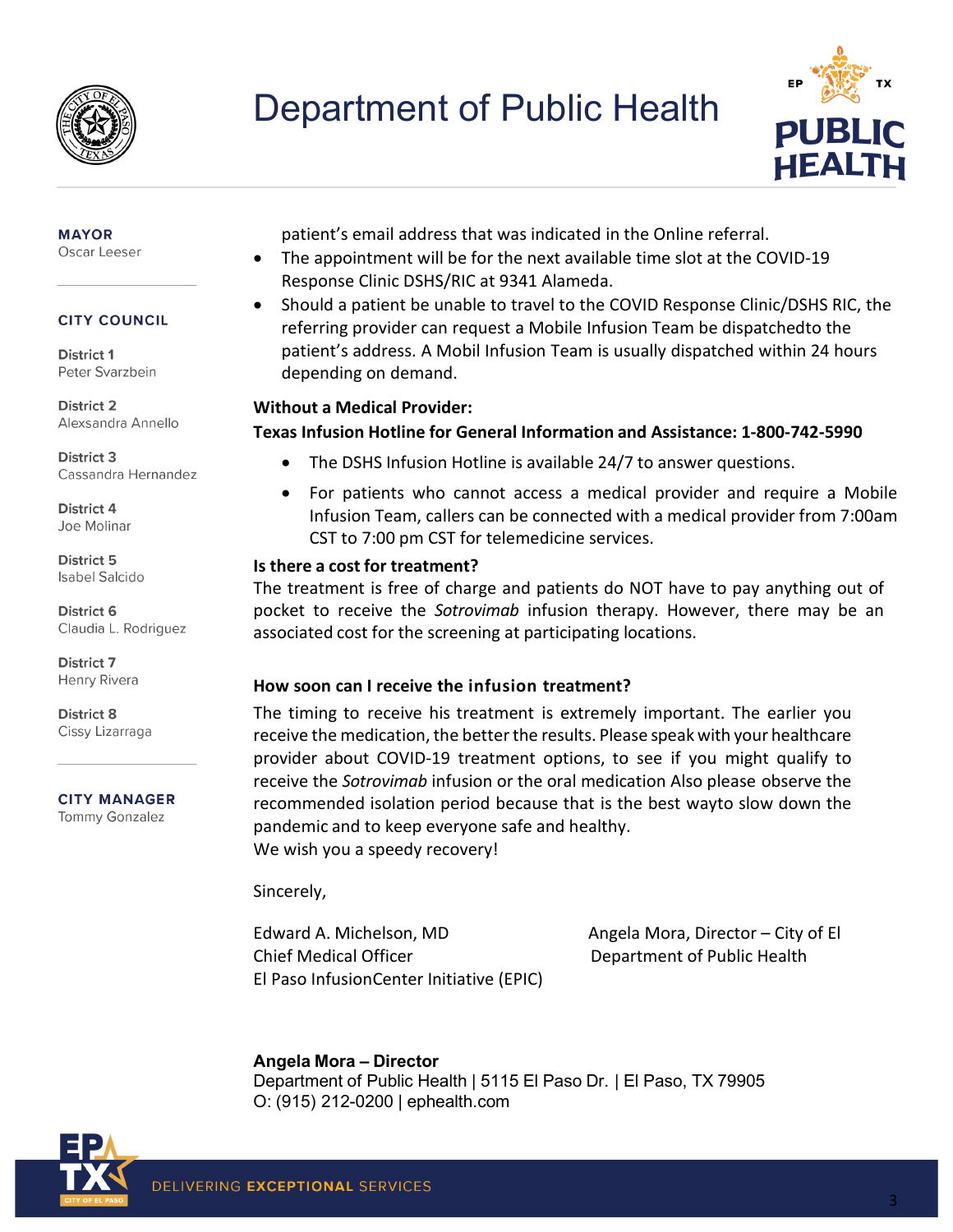**MAYOR**
Oscar Leeser

**CITY COUNCIL**

**District 1**
Peter Svarzbein

**District 2**
Alexsandra Annello

**District 3**
Cassandra Hernandez

**District 4**
Joe Molinar

**District 5**
Isabel Salcido

**District 6**
Claudia L. Rodriguez

**District 7**
Henry Rivera

**District 8**
Cissy Lizarraga

**CITY MANAGER**
Tommy Gonzalez

patient's email address that was indicated in the Online referral.

- The appointment will be for the next available time slot at the COVID-19 Response Clinic DSHS/RIC at 9341 Alameda.
- Should a patient be unable to travel to the COVID Response Clinic/DSHS RIC, the referring provider can request a Mobile Infusion Team be dispatchedto the patient's address. A Mobil Infusion Team is usually dispatched within 24 hours depending on demand.

**Without a Medical Provider:**
**Texas Infusion Hotline for General Information and Assistance: 1-800-742-5990**

- The DSHS Infusion Hotline is available 24/7 to answer questions.
- For patients who cannot access a medical provider and require a Mobile Infusion Team, callers can be connected with a medical provider from 7:00am CST to 7:00 pm CST for telemedicine services.

**Is there a cost for treatment?**
The treatment is free of charge and patients do NOT have to pay anything out of pocket to receive the *Sotrovimab* infusion therapy. However, there may be an associated cost for the screening at participating locations.

**How soon can I receive the infusion treatment?**
The timing to receive his treatment is extremely important. The earlier you receive the medication, the better the results. Please speak with your healthcare provider about COVID-19 treatment options, to see if you might qualify to receive the *Sotrovimab* infusion or the oral medication Also please observe the recommended isolation period because that is the best wayto slow down the pandemic and to keep everyone safe and healthy.
We wish you a speedy recovery!

Sincerely,

Edward A. Michelson, MD
Chief Medical Officer
El Paso InfusionCenter Initiative (EPIC)

Angela Mora, Director – City of El
Department of Public Health

**Angela Mora – Director**
Department of Public Health | 5115 El Paso Dr. | El Paso, TX 79905
O: (915) 212-0200 | ephealth.com